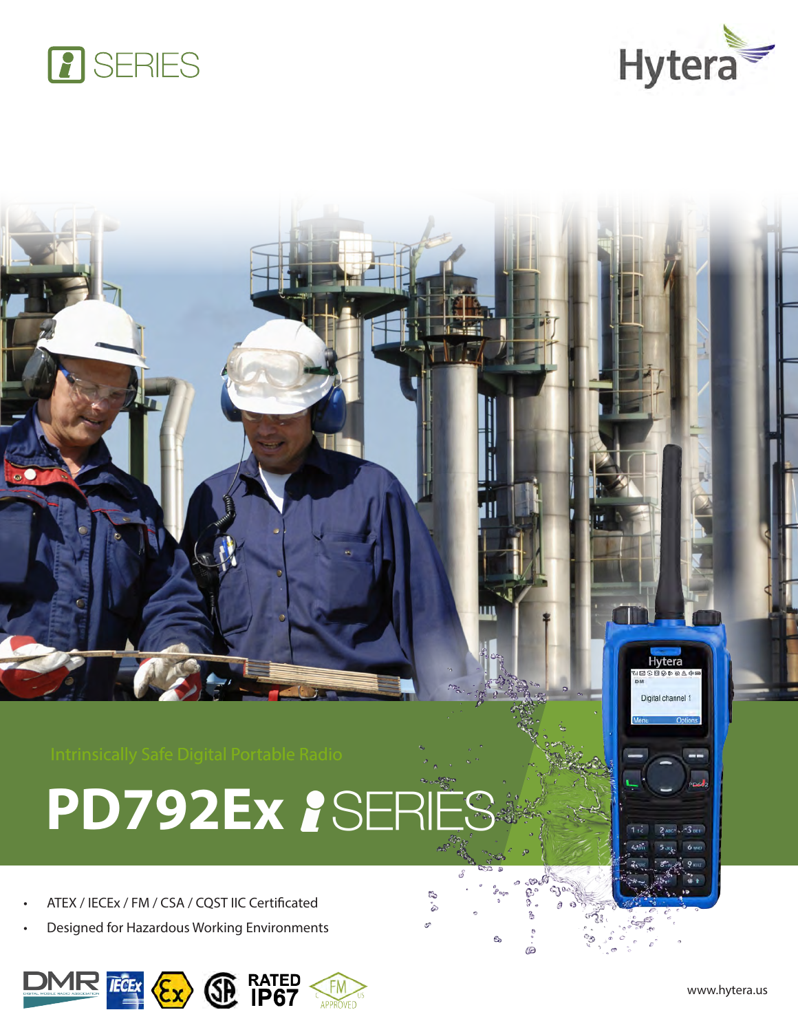# PD792Ex i SERIES

## Intrinsically Safe Digital Portable Radio

- ATEX / IECEx / FM / CSA / CQST IIC Certificated
- Designed for Hazardous Working Environments

RATED IP67

FM APPROVED

www.hytera.us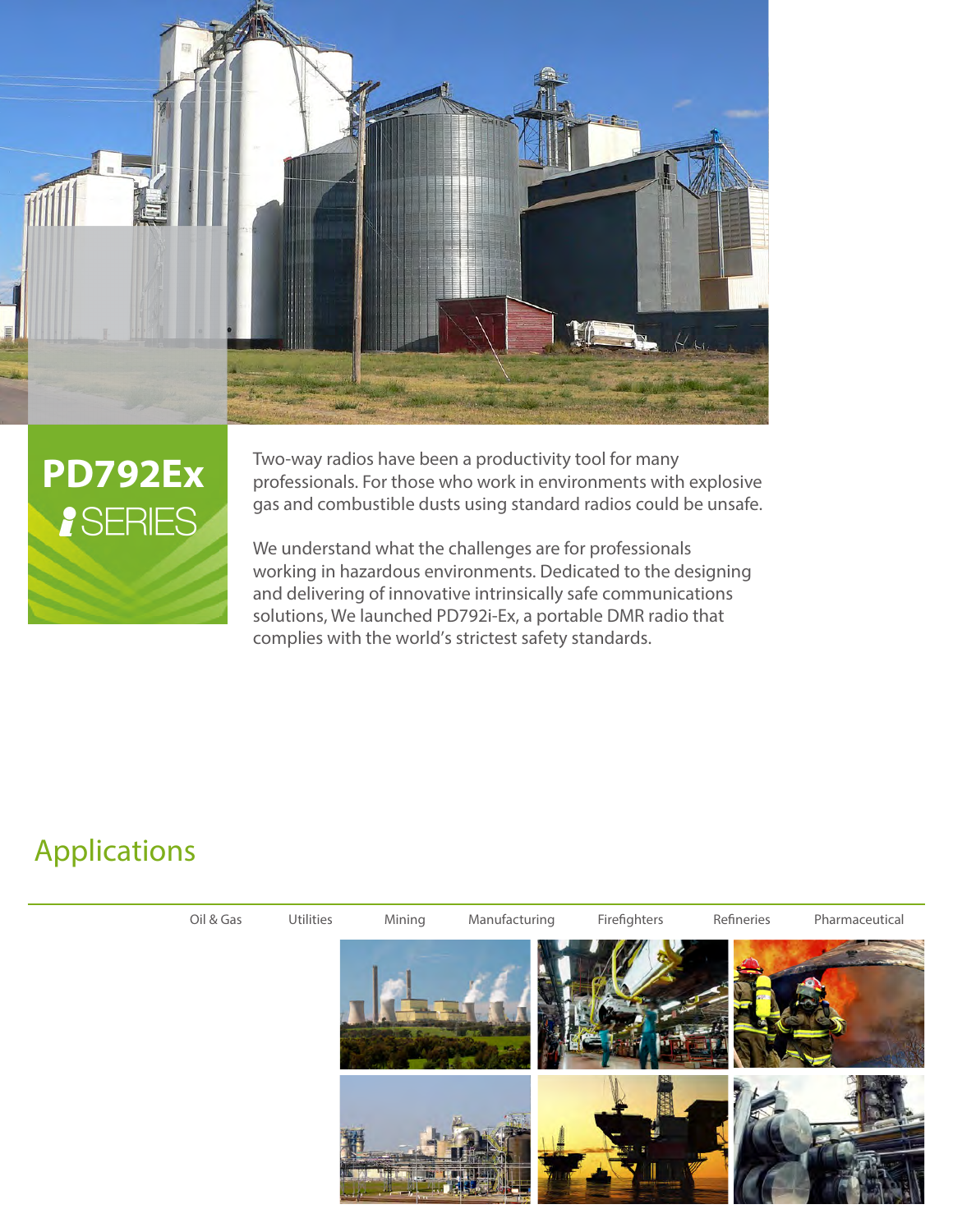# PD792Ex *i* SERIES

Two-way radios have been a productivity tool for many professionals. For those who work in environments with explosive gas and combustible dusts using standard radios could be unsafe.

We understand what the challenges are for professionals working in hazardous environments. Dedicated to the designing and delivering of innovative intrinsically safe communications solutions, We launched PD792i-Ex, a portable DMR radio that complies with the world's strictest safety standards.

## Applications

Oil & Gas    Utilities    Mining    Manufacturing    Firefighters    Refineries    Pharmaceutical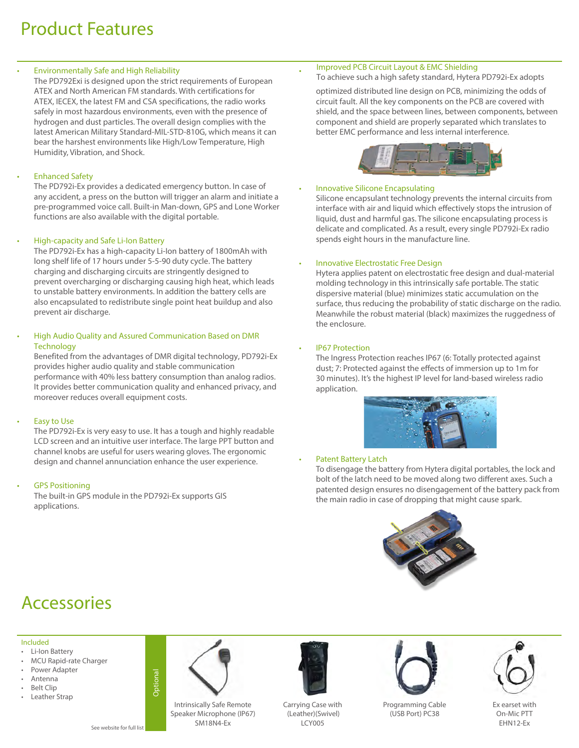# Product Features

- **Environmentally Safe and High Reliability**
  The PD792Exi is designed upon the strict requirements of European ATEX and North American FM standards. With certifications for ATEX, IECEX, the latest FM and CSA specifications, the radio works safely in most hazardous environments, even with the presence of hydrogen and dust particles. The overall design complies with the latest American Military Standard-MIL-STD-810G, which means it can bear the harshest environments like High/Low Temperature, High Humidity, Vibration, and Shock.

- **Enhanced Safety**
  The PD792i-Ex provides a dedicated emergency button. In case of any accident, a press on the button will trigger an alarm and initiate a pre-programmed voice call. Built-in Man-down, GPS and Lone Worker functions are also available with the digital portable.

- **High-capacity and Safe Li-Ion Battery**
  The PD792i-Ex has a high-capacity Li-Ion battery of 1800mAh with long shelf life of 17 hours under 5-5-90 duty cycle. The battery charging and discharging circuits are stringently designed to prevent overcharging or discharging causing high heat, which leads to unstable battery environments. In addition the battery cells are also encapsulated to redistribute single point heat buildup and also prevent air discharge.

- **High Audio Quality and Assured Communication Based on DMR Technology**
  Benefited from the advantages of DMR digital technology, PD792i-Ex provides higher audio quality and stable communication performance with 40% less battery consumption than analog radios. It provides better communication quality and enhanced privacy, and moreover reduces overall equipment costs.

- **Easy to Use**
  The PD792i-Ex is very easy to use. It has a tough and highly readable LCD screen and an intuitive user interface. The large PPT button and channel knobs are useful for users wearing gloves. The ergonomic design and channel annunciation enhance the user experience.

- **GPS Positioning**
  The built-in GPS module in the PD792i-Ex supports GIS applications.

- **Improved PCB Circuit Layout & EMC Shielding**
  To achieve such a high safety standard, Hytera PD792i-Ex adopts optimized distributed line design on PCB, minimizing the odds of circuit fault. All the key components on the PCB are covered with shield, and the space between lines, between components, between component and shield are properly separated which translates to better EMC performance and less internal interference.

- **Innovative Silicone Encapsulating**
  Silicone encapsulant technology prevents the internal circuits from interface with air and liquid which effectively stops the intrusion of liquid, dust and harmful gas. The silicone encapsulating process is delicate and complicated. As a result, every single PD792i-Ex radio spends eight hours in the manufacture line.

- **Innovative Electrostatic Free Design**
  Hytera applies patent on electrostatic free design and dual-material molding technology in this intrinsically safe portable. The static dispersive material (blue) minimizes static accumulation on the surface, thus reducing the probability of static discharge on the radio. Meanwhile the robust material (black) maximizes the ruggedness of the enclosure.

- **IP67 Protection**
  The Ingress Protection reaches IP67 (6: Totally protected against dust; 7: Protected against the effects of immersion up to 1m for 30 minutes). It's the highest IP level for land-based wireless radio application.

- **Patent Battery Latch**
  To disengage the battery from Hytera digital portables, the lock and bolt of the latch need to be moved along two different axes. Such a patented design ensures no disengagement of the battery pack from the main radio in case of dropping that might cause spark.

# Accessories

**Included**

- Li-Ion Battery
- MCU Rapid-rate Charger
- Power Adapter
- Antenna
- Belt Clip
- Leather Strap

See website for full list

**Optional**

- Intrinsically Safe Remote Speaker Microphone (IP67) SM18N4-Ex
- Carrying Case with (Leather)(Swivel) LCY005
- Programming Cable (USB Port) PC38
- Ex earset with On-Mic PTT EHN12-Ex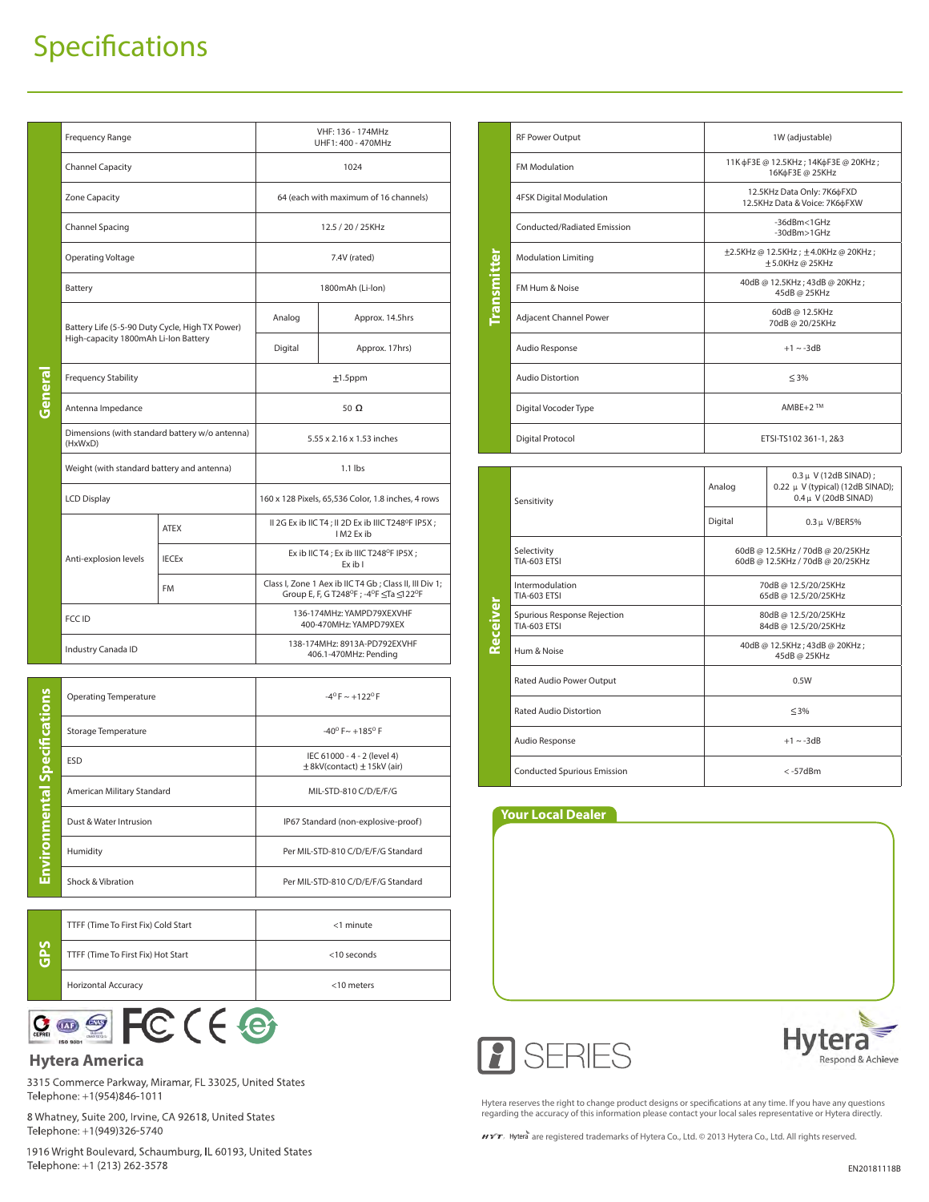# Specifications

| General | | | |
|---|---|---|---|
| Frequency Range | | VHF: 136 - 174MHz<br>UHF1: 400 - 470MHz | |
| Channel Capacity | | 1024 | |
| Zone Capacity | | 64 (each with maximum of 16 channels) | |
| Channel Spacing | | 12.5 / 20 / 25KHz | |
| Operating Voltage | | 7.4V (rated) | |
| Battery | | 1800mAh (Li-Ion) | |
| Battery Life (5-5-90 Duty Cycle, High TX Power) High-capacity 1800mAh Li-Ion Battery | | Analog | Approx. 14.5hrs |
| | | Digital | Approx. 17hrs) |
| Frequency Stability | | ±1.5ppm | |
| Antenna Impedance | | 50 Ω | |
| Dimensions (with standard battery w/o antenna) (HxWxD) | | 5.55 x 2.16 x 1.53 inches | |
| Weight (with standard battery and antenna) | | 1.1 lbs | |
| LCD Display | | 160 x 128 Pixels, 65,536 Color, 1.8 inches, 4 rows | |
| Anti-explosion levels | ATEX | II 2G Ex ib IIC T4 ; II 2D Ex ib IIIC T248°F IP5X ; I M2 Ex ib | |
| | IECEx | Ex ib IIC T4 ; Ex ib IIIC T248°F IP5X ; Ex ib I | |
| | FM | Class I, Zone 1 Aex ib IIC T4 Gb ; Class II, III Div 1; Group E, F, G T248°F ; -4°F ≤Ta ≤122°F | |
| FCC ID | | 136-174MHz: YAMPD79XEXVHF<br>400-470MHz: YAMPD79XEX | |
| Industry Canada ID | | 138-174MHz: 8913A-PD792EXVHF<br>406.1-470MHz: Pending | |

| Environmental Specifications | |
|---|---|
| Operating Temperature | -4° F ~ +122° F |
| Storage Temperature | -40° F~ +185° F |
| ESD | IEC 61000 - 4 - 2 (level 4)<br>± 8kV(contact) ± 15kV (air) |
| American Military Standard | MIL-STD-810 C/D/E/F/G |
| Dust & Water Intrusion | IP67 Standard (non-explosive-proof) |
| Humidity | Per MIL-STD-810 C/D/E/F/G Standard |
| Shock & Vibration | Per MIL-STD-810 C/D/E/F/G Standard |

| GPS | |
|---|---|
| TTFF (Time To First Fix) Cold Start | <1 minute |
| TTFF (Time To First Fix) Hot Start | <10 seconds |
| Horizontal Accuracy | <10 meters |

| Transmitter | |
|---|---|
| RF Power Output | 1W (adjustable) |
| FM Modulation | 11K ϕF3E @ 12.5KHz ; 14KϕF3E @ 20KHz ; 16KϕF3E @ 25KHz |
| 4FSK Digital Modulation | 12.5KHz Data Only: 7K6ϕFXD<br>12.5KHz Data & Voice: 7K6ϕFXW |
| Conducted/Radiated Emission | -36dBm<1GHz<br>-30dBm>1GHz |
| Modulation Limiting | ±2.5KHz @ 12.5KHz ; ±4.0KHz @ 20KHz ; ±5.0KHz @ 25KHz |
| FM Hum & Noise | 40dB @ 12.5KHz ; 43dB @ 20KHz ; 45dB @ 25KHz |
| Adjacent Channel Power | 60dB @ 12.5KHz<br>70dB @ 20/25KHz |
| Audio Response | +1 ~ -3dB |
| Audio Distortion | ≤3% |
| Digital Vocoder Type | AMBE+2 ™ |
| Digital Protocol | ETSI-TS102 361-1, 2&3 |

| Receiver | | |
|---|---|---|
| Sensitivity | Analog | 0.3 μ V (12dB SINAD) ;<br>0.22 μ V (typical) (12dB SINAD);<br>0.4 μ V (20dB SINAD) |
| | Digital | 0.3 μ V/BER5% |
| Selectivity<br>TIA-603 ETSI | 60dB @ 12.5KHz / 70dB @ 20/25KHz<br>60dB @ 12.5KHz / 70dB @ 20/25KHz | |
| Intermodulation<br>TIA-603 ETSI | 70dB @ 12.5/20/25KHz<br>65dB @ 12.5/20/25KHz | |
| Spurious Response Rejection<br>TIA-603 ETSI | 80dB @ 12.5/20/25KHz<br>84dB @ 12.5/20/25KHz | |
| Hum & Noise | 40dB @ 12.5KHz ; 43dB @ 20KHz ; 45dB @ 25KHz | |
| Rated Audio Power Output | 0.5W | |
| Rated Audio Distortion | ≤3% | |
| Audio Response | +1 ~ -3dB | |
| Conducted Spurious Emission | < -57dBm | |

**Your Local Dealer**

## Hytera America

3315 Commerce Parkway, Miramar, FL 33025, United States
Telephone: +1(954)846-1011

8 Whatney, Suite 200, Irvine, CA 92618, United States
Telephone: +1(949)326-5740

1916 Wright Boulevard, Schaumburg, IL 60193, United States
Telephone: +1 (213) 262-3578

i SERIES

Hytera
Respond & Achieve

Hytera reserves the right to change product designs or specifications at any time. If you have any questions regarding the accuracy of this information please contact your local sales representative or Hytera directly.

HYT, Hytera are registered trademarks of Hytera Co., Ltd. © 2013 Hytera Co., Ltd. All rights reserved.

EN20181118B